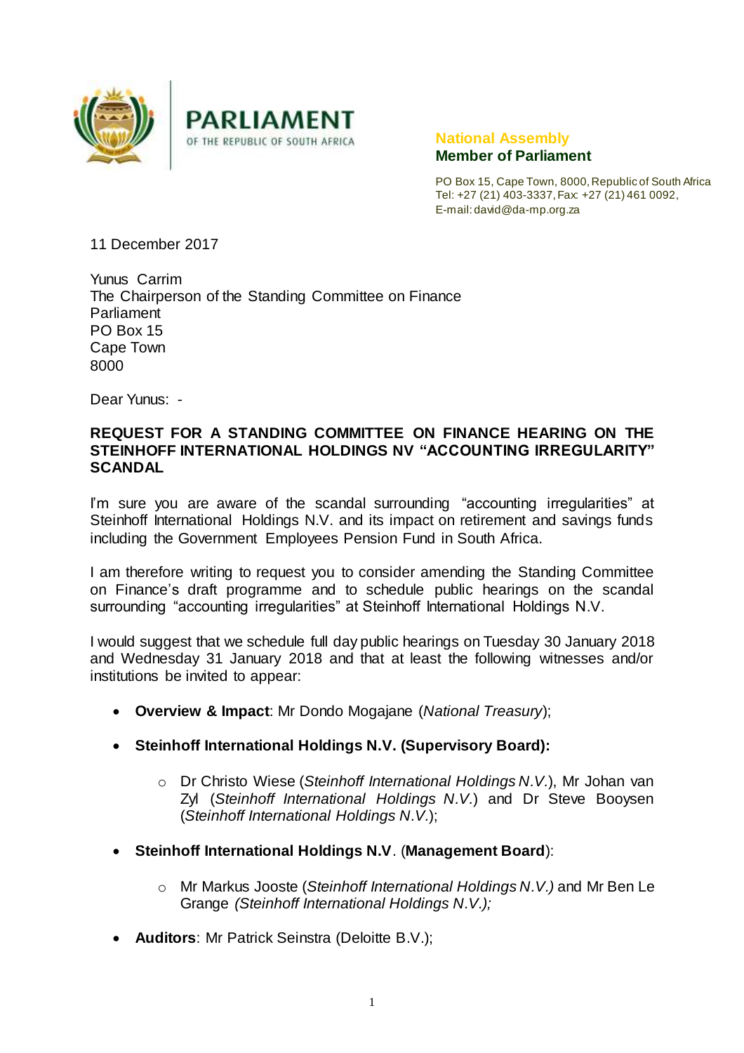PARLIAMENT

OF THE REPUBLIC OF SOUTH AFRICA

**National Assembly**
**Member of Parliament**

PO Box 15, Cape Town, 8000, Republic of South Africa
Tel: +27 (21) 403-3337, Fax: +27 (21) 461 0092,
E-mail: david@da-mp.org.za

11 December 2017

Yunus Carrim
The Chairperson of the Standing Committee on Finance
Parliament
PO Box 15
Cape Town
8000

Dear Yunus: -

**REQUEST FOR A STANDING COMMITTEE ON FINANCE HEARING ON THE STEINHOFF INTERNATIONAL HOLDINGS NV "ACCOUNTING IRREGULARITY" SCANDAL**

I'm sure you are aware of the scandal surrounding "accounting irregularities" at Steinhoff International Holdings N.V. and its impact on retirement and savings funds including the Government Employees Pension Fund in South Africa.

I am therefore writing to request you to consider amending the Standing Committee on Finance's draft programme and to schedule public hearings on the scandal surrounding "accounting irregularities" at Steinhoff International Holdings N.V.

I would suggest that we schedule full day public hearings on Tuesday 30 January 2018 and Wednesday 31 January 2018 and that at least the following witnesses and/or institutions be invited to appear:

- **Overview & Impact**: Mr Dondo Mogajane (*National Treasury*);
- **Steinhoff International Holdings N.V. (Supervisory Board):**
  - Dr Christo Wiese (*Steinhoff International Holdings N.V.*), Mr Johan van Zyl (*Steinhoff International Holdings N.V.*) and Dr Steve Booysen (*Steinhoff International Holdings N.V.*);
- **Steinhoff International Holdings N.V**. (**Management Board**):
  - Mr Markus Jooste (*Steinhoff International Holdings N.V.)* and Mr Ben Le Grange *(Steinhoff International Holdings N.V.);*
- **Auditors**: Mr Patrick Seinstra (Deloitte B.V.);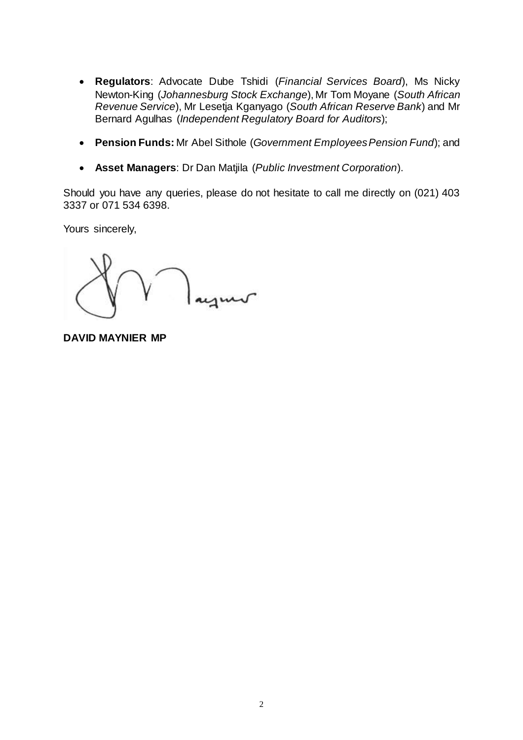- **Regulators**: Advocate Dube Tshidi (*Financial Services Board*), Ms Nicky Newton-King (*Johannesburg Stock Exchange*), Mr Tom Moyane (*South African Revenue Service*), Mr Lesetja Kganyago (*South African Reserve Bank*) and Mr Bernard Agulhas (*Independent Regulatory Board for Auditors*);

- **Pension Funds:** Mr Abel Sithole (*Government Employees Pension Fund*); and

- **Asset Managers**: Dr Dan Matjila (*Public Investment Corporation*).

Should you have any queries, please do not hesitate to call me directly on (021) 403 3337 or 071 534 6398.

Yours sincerely,

**DAVID MAYNIER MP**